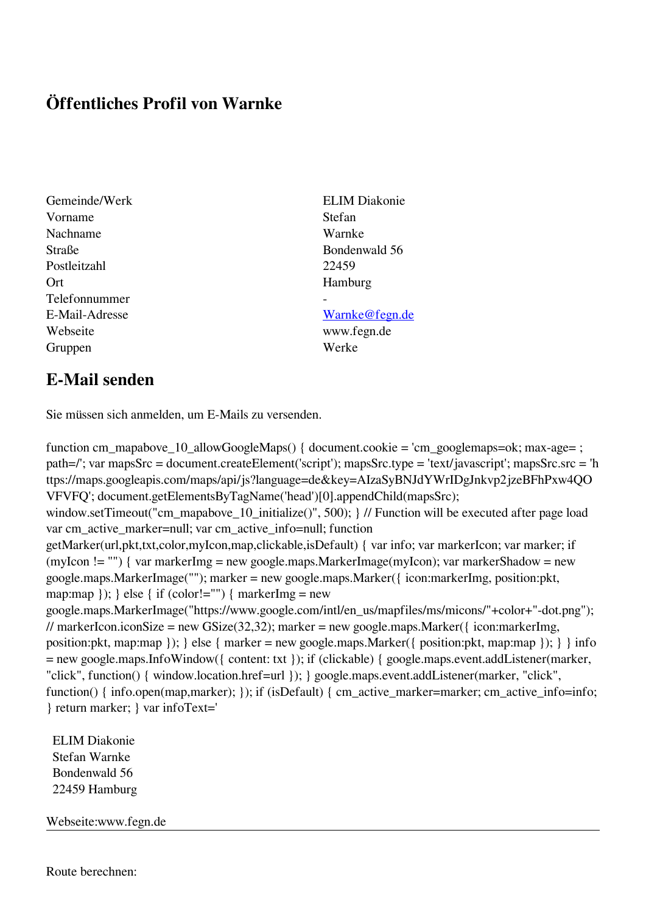# Öffentliches Profil von Warnke

| | |
|---|---|
| Gemeinde/Werk | ELIM Diakonie |
| Vorname | Stefan |
| Nachname | Warnke |
| Straße | Bondenwald 56 |
| Postleitzahl | 22459 |
| Ort | Hamburg |
| Telefonnummer | - |
| E-Mail-Adresse | Warnke@fegn.de |
| Webseite | www.fegn.de |
| Gruppen | Werke |

## E-Mail senden

Sie müssen sich anmelden, um E-Mails zu versenden.

function cm_mapabove_10_allowGoogleMaps() { document.cookie = 'cm_googlemaps=ok; max-age= ; path=/'; var mapsSrc = document.createElement('script'); mapsSrc.type = 'text/javascript'; mapsSrc.src = 'https://maps.googleapis.com/maps/api/js?language=de&key=AIzaSyBNJdYWrIDgJnkvp2jzeBFhPxw4QOVFVFQ'; document.getElementsByTagName('head')[0].appendChild(mapsSrc); window.setTimeout("cm_mapabove_10_initialize()", 500); } // Function will be executed after page load var cm_active_marker=null; var cm_active_info=null; function getMarker(url,pkt,txt,color,myIcon,map,clickable,isDefault) { var info; var markerIcon; var marker; if (myIcon != "") { var markerImg = new google.maps.MarkerImage(myIcon); var markerShadow = new google.maps.MarkerImage(""); marker = new google.maps.Marker({ icon:markerImg, position:pkt, map:map }); } else { if (color!="") { markerImg = new google.maps.MarkerImage("https://www.google.com/intl/en_us/mapfiles/ms/micons/"+color+"-dot.png"); // markerIcon.iconSize = new GSize(32,32); marker = new google.maps.Marker({ icon:markerImg, position:pkt, map:map }); } else { marker = new google.maps.Marker({ position:pkt, map:map }); } } info = new google.maps.InfoWindow({ content: txt }); if (clickable) { google.maps.event.addListener(marker, "click", function() { window.location.href=url }); } google.maps.event.addListener(marker, "click", function() { info.open(map,marker); }); if (isDefault) { cm_active_marker=marker; cm_active_info=info; } return marker; } var infoText='

ELIM Diakonie
Stefan Warnke
Bondenwald 56
22459 Hamburg

Webseite:www.fegn.de

---

Route berechnen: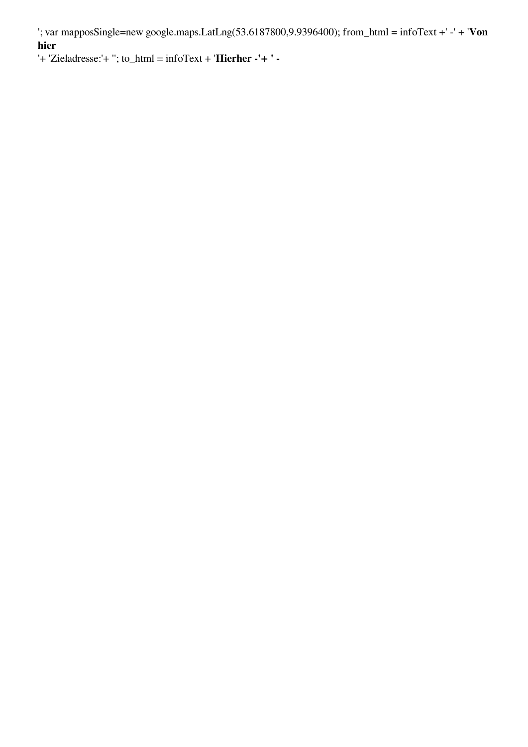'; var mapposSingle=new google.maps.LatLng(53.6187800,9.9396400); from_html = infoText +' -' + '**Von hier**

'+ 'Zieladresse:'+ ''; to_html = infoText + '**Hierher -'+ ' -**